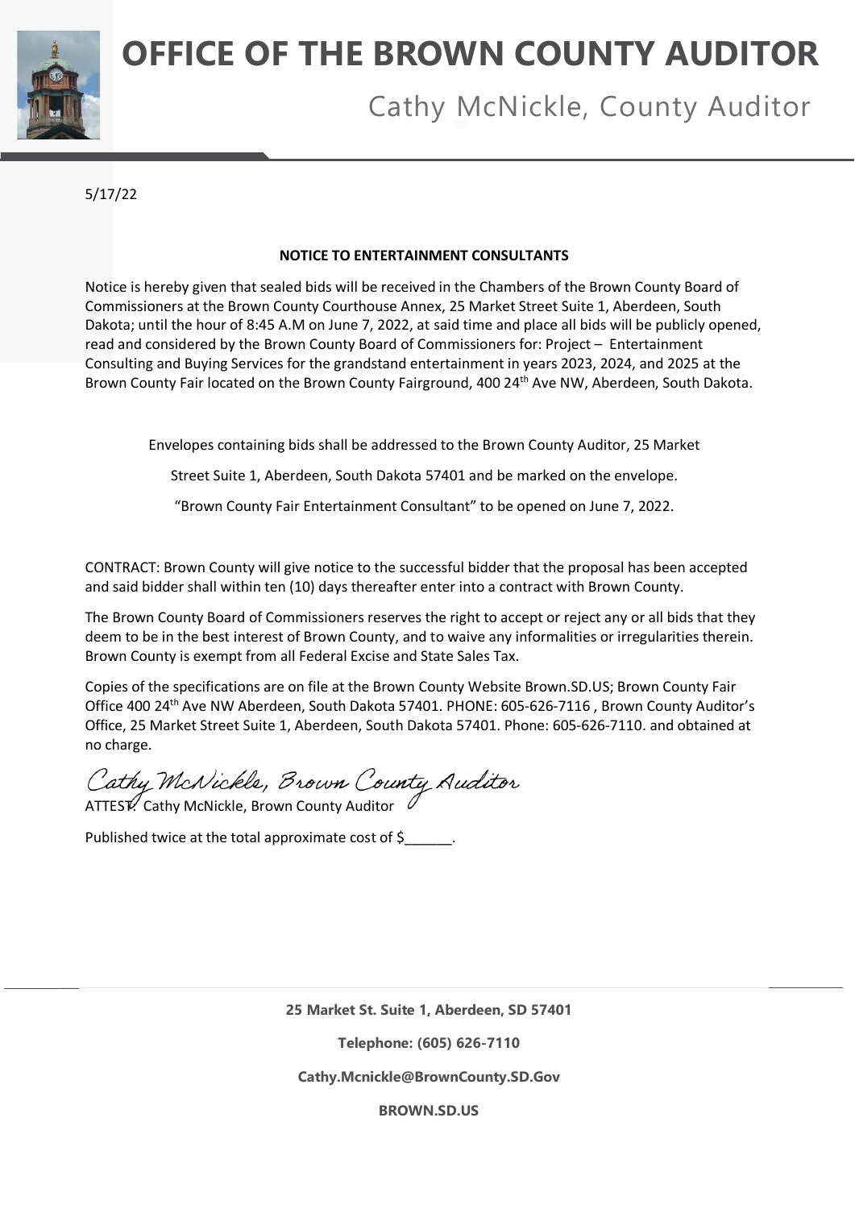# OFFICE OF THE BROWN COUNTY AUDITOR

Cathy McNickle, County Auditor

5/17/22

**NOTICE TO ENTERTAINMENT CONSULTANTS**

Notice is hereby given that sealed bids will be received in the Chambers of the Brown County Board of Commissioners at the Brown County Courthouse Annex, 25 Market Street Suite 1, Aberdeen, South Dakota; until the hour of 8:45 A.M on June 7, 2022, at said time and place all bids will be publicly opened, read and considered by the Brown County Board of Commissioners for: Project – Entertainment Consulting and Buying Services for the grandstand entertainment in years 2023, 2024, and 2025 at the Brown County Fair located on the Brown County Fairground, 400 24th Ave NW, Aberdeen, South Dakota.

Envelopes containing bids shall be addressed to the Brown County Auditor, 25 Market Street Suite 1, Aberdeen, South Dakota 57401 and be marked on the envelope. "Brown County Fair Entertainment Consultant" to be opened on June 7, 2022.

CONTRACT: Brown County will give notice to the successful bidder that the proposal has been accepted and said bidder shall within ten (10) days thereafter enter into a contract with Brown County.

The Brown County Board of Commissioners reserves the right to accept or reject any or all bids that they deem to be in the best interest of Brown County, and to waive any informalities or irregularities therein. Brown County is exempt from all Federal Excise and State Sales Tax.

Copies of the specifications are on file at the Brown County Website Brown.SD.US; Brown County Fair Office 400 24th Ave NW Aberdeen, South Dakota 57401. PHONE: 605-626-7116 , Brown County Auditor's Office, 25 Market Street Suite 1, Aberdeen, South Dakota 57401. Phone: 605-626-7110. and obtained at no charge.

*Cathy McNickle, Brown County Auditor*

ATTEST: Cathy McNickle, Brown County Auditor

Published twice at the total approximate cost of $______.

**25 Market St. Suite 1, Aberdeen, SD 57401**

**Telephone: (605) 626-7110**

**Cathy.Mcnickle@BrownCounty.SD.Gov**

**BROWN.SD.US**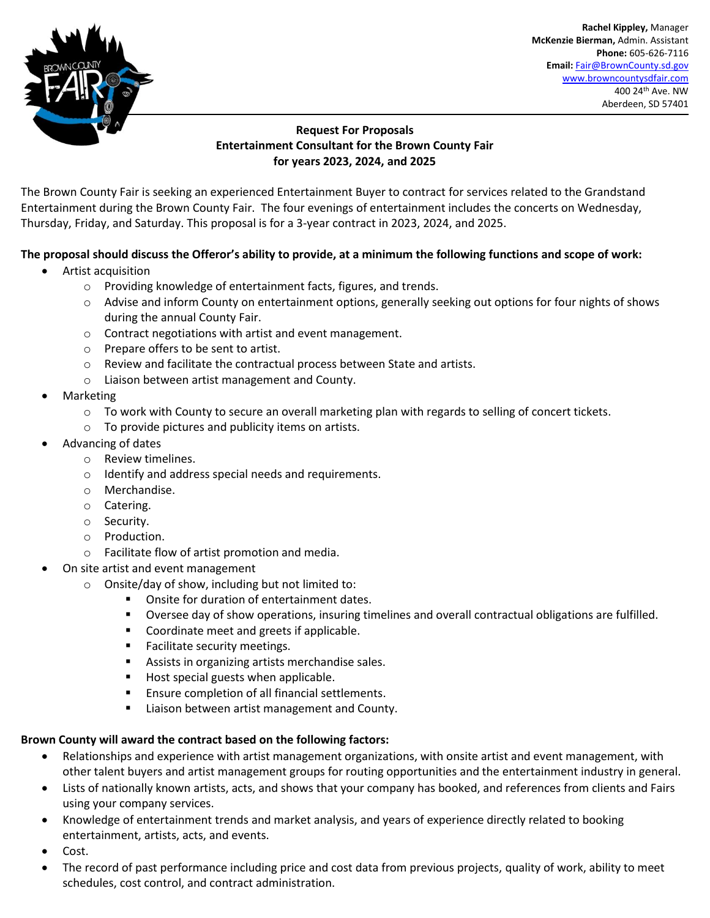Rachel Kippley, Manager
McKenzie Bierman, Admin. Assistant
**Phone:** 605-626-7116
**Email:** Fair@BrownCounty.sd.gov
www.browncountysdfair.com
400 24th Ave. NW
Aberdeen, SD 57401

**Request For Proposals**
**Entertainment Consultant for the Brown County Fair**
**for years 2023, 2024, and 2025**

The Brown County Fair is seeking an experienced Entertainment Buyer to contract for services related to the Grandstand Entertainment during the Brown County Fair. The four evenings of entertainment includes the concerts on Wednesday, Thursday, Friday, and Saturday. This proposal is for a 3-year contract in 2023, 2024, and 2025.

**The proposal should discuss the Offeror's ability to provide, at a minimum the following functions and scope of work:**

- Artist acquisition
  - Providing knowledge of entertainment facts, figures, and trends.
  - Advise and inform County on entertainment options, generally seeking out options for four nights of shows during the annual County Fair.
  - Contract negotiations with artist and event management.
  - Prepare offers to be sent to artist.
  - Review and facilitate the contractual process between State and artists.
  - Liaison between artist management and County.
- Marketing
  - To work with County to secure an overall marketing plan with regards to selling of concert tickets.
  - To provide pictures and publicity items on artists.
- Advancing of dates
  - Review timelines.
  - Identify and address special needs and requirements.
  - Merchandise.
  - Catering.
  - Security.
  - Production.
  - Facilitate flow of artist promotion and media.
- On site artist and event management
  - Onsite/day of show, including but not limited to:
    - Onsite for duration of entertainment dates.
    - Oversee day of show operations, insuring timelines and overall contractual obligations are fulfilled.
    - Coordinate meet and greets if applicable.
    - Facilitate security meetings.
    - Assists in organizing artists merchandise sales.
    - Host special guests when applicable.
    - Ensure completion of all financial settlements.
    - Liaison between artist management and County.

**Brown County will award the contract based on the following factors:**

- Relationships and experience with artist management organizations, with onsite artist and event management, with other talent buyers and artist management groups for routing opportunities and the entertainment industry in general.
- Lists of nationally known artists, acts, and shows that your company has booked, and references from clients and Fairs using your company services.
- Knowledge of entertainment trends and market analysis, and years of experience directly related to booking entertainment, artists, acts, and events.
- Cost.
- The record of past performance including price and cost data from previous projects, quality of work, ability to meet schedules, cost control, and contract administration.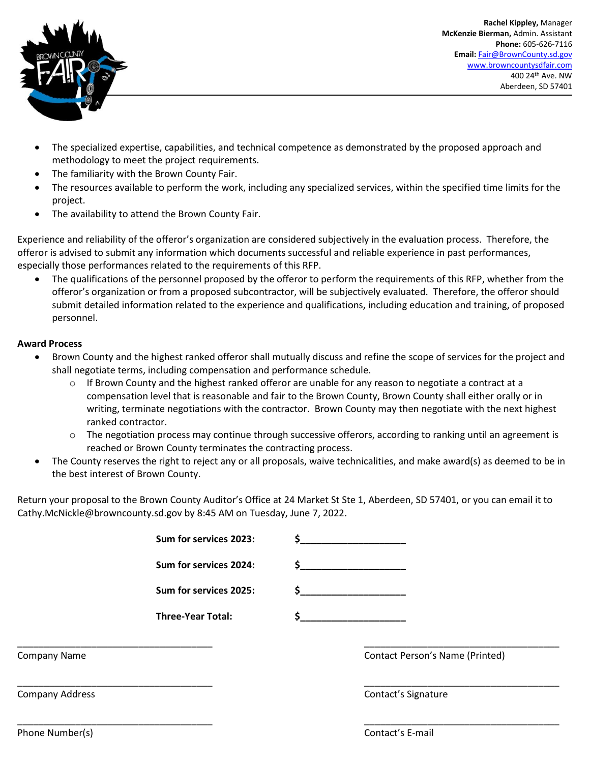- The specialized expertise, capabilities, and technical competence as demonstrated by the proposed approach and methodology to meet the project requirements.
- The familiarity with the Brown County Fair.
- The resources available to perform the work, including any specialized services, within the specified time limits for the project.
- The availability to attend the Brown County Fair.

Experience and reliability of the offeror's organization are considered subjectively in the evaluation process. Therefore, the offeror is advised to submit any information which documents successful and reliable experience in past performances, especially those performances related to the requirements of this RFP.

- The qualifications of the personnel proposed by the offeror to perform the requirements of this RFP, whether from the offeror's organization or from a proposed subcontractor, will be subjectively evaluated. Therefore, the offeror should submit detailed information related to the experience and qualifications, including education and training, of proposed personnel.

**Award Process**

- Brown County and the highest ranked offeror shall mutually discuss and refine the scope of services for the project and shall negotiate terms, including compensation and performance schedule.
    - If Brown County and the highest ranked offeror are unable for any reason to negotiate a contract at a compensation level that is reasonable and fair to the Brown County, Brown County shall either orally or in writing, terminate negotiations with the contractor. Brown County may then negotiate with the next highest ranked contractor.
    - The negotiation process may continue through successive offerors, according to ranking until an agreement is reached or Brown County terminates the contracting process.
- The County reserves the right to reject any or all proposals, waive technicalities, and make award(s) as deemed to be in the best interest of Brown County.

Return your proposal to the Brown County Auditor's Office at 24 Market St Ste 1, Aberdeen, SD 57401, or you can email it to Cathy.McNickle@browncounty.sd.gov by 8:45 AM on Tuesday, June 7, 2022.

**Sum for services 2023:** $____________________

**Sum for services 2024:** $____________________

**Sum for services 2025:** $____________________

**Three-Year Total:** $____________________

______________________________________
Company Name

______________________________________
Company Address

______________________________________
Phone Number(s)

______________________________________
Contact Person's Name (Printed)

______________________________________
Contact's Signature

______________________________________
Contact's E-mail